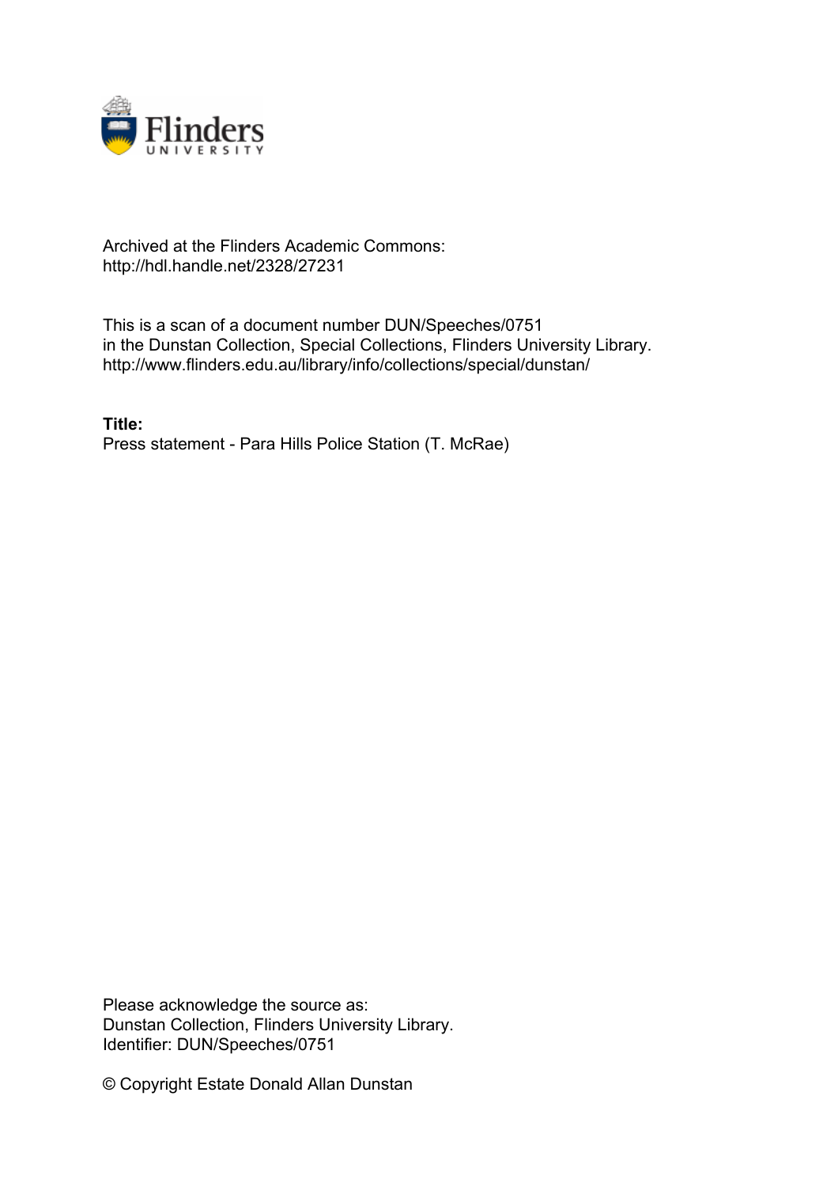Archived at the Flinders Academic Commons:
http://hdl.handle.net/2328/27231

This is a scan of a document number DUN/Speeches/0751
in the Dunstan Collection, Special Collections, Flinders University Library.
http://www.flinders.edu.au/library/info/collections/special/dunstan/

**Title:**
Press statement - Para Hills Police Station (T. McRae)

Please acknowledge the source as:
Dunstan Collection, Flinders University Library.
Identifier: DUN/Speeches/0751

© Copyright Estate Donald Allan Dunstan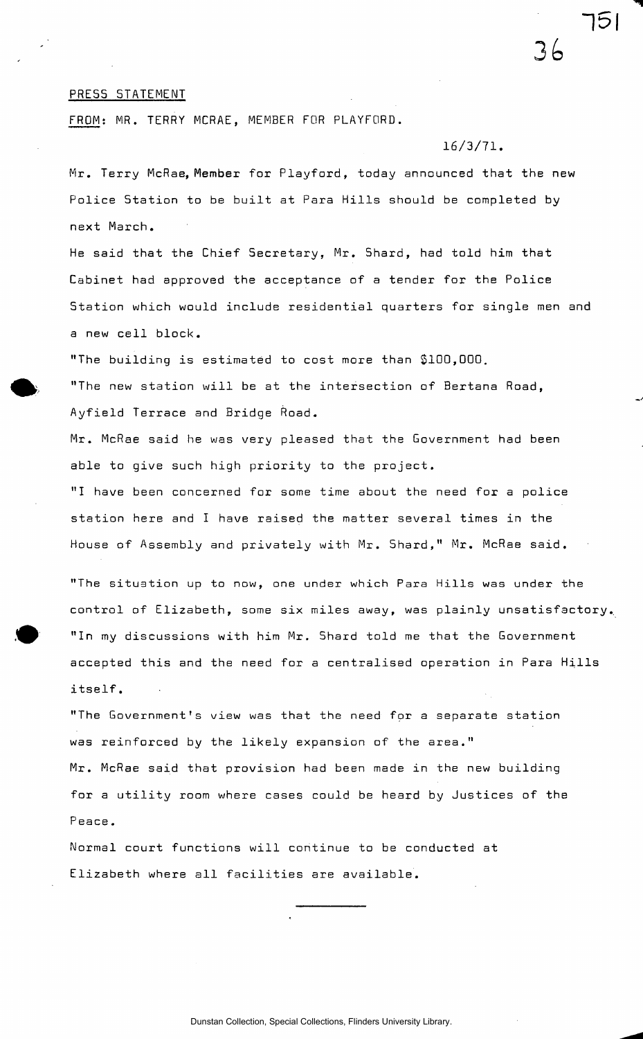PRESS STATEMENT

FROM: MR. TERRY MCRAE, MEMBER FOR PLAYFORD.

16/3/71.

Mr. Terry McRae, Member for Playford, today announced that the new Police Station to be built at Para Hills should be completed by next March.

He said that the Chief Secretary, Mr. Shard, had told him that Cabinet had approved the acceptance of a tender for the Police Station which would include residential quarters for single men and a new cell block.

"The building is estimated to cost more than $100,000.

"The new station will be at the intersection of Bertana Road, Ayfield Terrace and Bridge Road.

Mr. McRae said he was very pleased that the Government had been able to give such high priority to the project.

"I have been concerned for some time about the need for a police station here and I have raised the matter several times in the House of Assembly and privately with Mr. Shard," Mr. McRae said.

"The situation up to now, one under which Para Hills was under the control of Elizabeth, some six miles away, was plainly unsatisfactory.

"In my discussions with him Mr. Shard told me that the Government accepted this and the need for a centralised operation in Para Hills itself.

"The Government's view was that the need for a separate station was reinforced by the likely expansion of the area."

Mr. McRae said that provision had been made in the new building for a utility room where cases could be heard by Justices of the Peace.

Normal court functions will continue to be conducted at Elizabeth where all facilities are available.